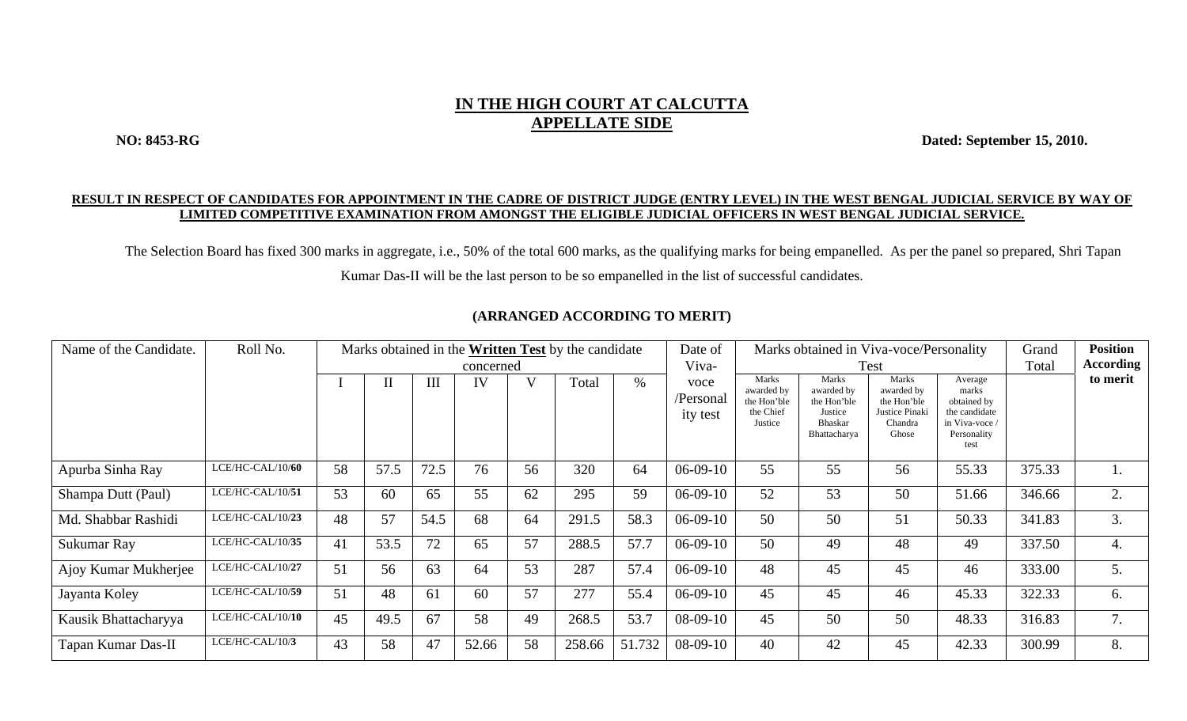# IN THE HIGH COURT AT CALCUTTA
## APPELLATE SIDE

**NO: 8453-RG** **Dated: September 15, 2010.**

**RESULT IN RESPECT OF CANDIDATES FOR APPOINTMENT IN THE CADRE OF DISTRICT JUDGE (ENTRY LEVEL) IN THE WEST BENGAL JUDICIAL SERVICE BY WAY OF LIMITED COMPETITIVE EXAMINATION FROM AMONGST THE ELIGIBLE JUDICIAL OFFICERS IN WEST BENGAL JUDICIAL SERVICE.**

The Selection Board has fixed 300 marks in aggregate, i.e., 50% of the total 600 marks, as the qualifying marks for being empanelled. As per the panel so prepared, Shri Tapan Kumar Das-II will be the last person to be so empanelled in the list of successful candidates.

**(ARRANGED ACCORDING TO MERIT)**

| Name of the Candidate. | Roll No. | Marks obtained in the **Written Test** by the candidate concerned | | | | | | | Date of Viva-voce /Personality test | Marks obtained in Viva-voce/Personality Test | | | | Grand Total | **Position According to merit** |
|---|---|---|---|---|---|---|---|---|---|---|---|---|---|---|---|
| | | I | II | III | IV | V | Total | % | | Marks awarded by the Hon'ble the Chief Justice | Marks awarded by the Hon'ble Justice Bhaskar Bhattacharya | Marks awarded by the Hon'ble Justice Pinaki Chandra Ghose | Average marks obtained by the candidate in Viva-voce / Personality test | | |
| Apurba Sinha Ray | LCE/HC-CAL/10/**60** | 58 | 57.5 | 72.5 | 76 | 56 | 320 | 64 | 06-09-10 | 55 | 55 | 56 | 55.33 | 375.33 | 1. |
| Shampa Dutt (Paul) | LCE/HC-CAL/10/**51** | 53 | 60 | 65 | 55 | 62 | 295 | 59 | 06-09-10 | 52 | 53 | 50 | 51.66 | 346.66 | 2. |
| Md. Shabbar Rashidi | LCE/HC-CAL/10/**23** | 48 | 57 | 54.5 | 68 | 64 | 291.5 | 58.3 | 06-09-10 | 50 | 50 | 51 | 50.33 | 341.83 | 3. |
| Sukumar Ray | LCE/HC-CAL/10/**35** | 41 | 53.5 | 72 | 65 | 57 | 288.5 | 57.7 | 06-09-10 | 50 | 49 | 48 | 49 | 337.50 | 4. |
| Ajoy Kumar Mukherjee | LCE/HC-CAL/10/**27** | 51 | 56 | 63 | 64 | 53 | 287 | 57.4 | 06-09-10 | 48 | 45 | 45 | 46 | 333.00 | 5. |
| Jayanta Koley | LCE/HC-CAL/10/**59** | 51 | 48 | 61 | 60 | 57 | 277 | 55.4 | 06-09-10 | 45 | 45 | 46 | 45.33 | 322.33 | 6. |
| Kausik Bhattacharyya | LCE/HC-CAL/10/**10** | 45 | 49.5 | 67 | 58 | 49 | 268.5 | 53.7 | 08-09-10 | 45 | 50 | 50 | 48.33 | 316.83 | 7. |
| Tapan Kumar Das-II | LCE/HC-CAL/10/**3** | 43 | 58 | 47 | 52.66 | 58 | 258.66 | 51.732 | 08-09-10 | 40 | 42 | 45 | 42.33 | 300.99 | 8. |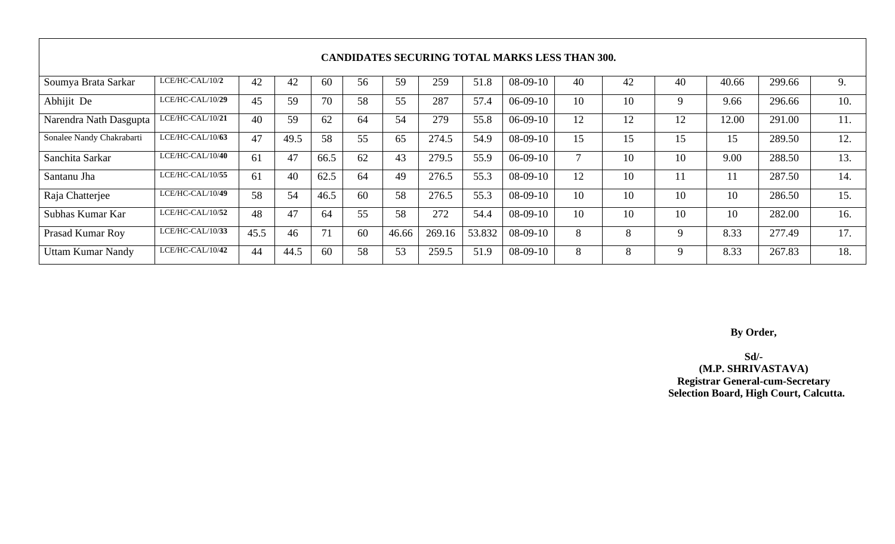**CANDIDATES SECURING TOTAL MARKS LESS THAN 300.**

| | | | | | | | | | | | | | | | |
|---|---|---|---|---|---|---|---|---|---|---|---|---|---|---|---|
| Soumya Brata Sarkar | LCE/HC-CAL/10/**2** | 42 | 42 | 60 | 56 | 59 | 259 | 51.8 | 08-09-10 | 40 | 42 | 40 | 40.66 | 299.66 | 9. |
| Abhijit De | LCE/HC-CAL/10/**29** | 45 | 59 | 70 | 58 | 55 | 287 | 57.4 | 06-09-10 | 10 | 10 | 9 | 9.66 | 296.66 | 10. |
| Narendra Nath Dasgupta | LCE/HC-CAL/10/**21** | 40 | 59 | 62 | 64 | 54 | 279 | 55.8 | 06-09-10 | 12 | 12 | 12 | 12.00 | 291.00 | 11. |
| Sonalee Nandy Chakrabarti | LCE/HC-CAL/10/**63** | 47 | 49.5 | 58 | 55 | 65 | 274.5 | 54.9 | 08-09-10 | 15 | 15 | 15 | 15 | 289.50 | 12. |
| Sanchita Sarkar | LCE/HC-CAL/10/**40** | 61 | 47 | 66.5 | 62 | 43 | 279.5 | 55.9 | 06-09-10 | 7 | 10 | 10 | 9.00 | 288.50 | 13. |
| Santanu Jha | LCE/HC-CAL/10/**55** | 61 | 40 | 62.5 | 64 | 49 | 276.5 | 55.3 | 08-09-10 | 12 | 10 | 11 | 11 | 287.50 | 14. |
| Raja Chatterjee | LCE/HC-CAL/10/**49** | 58 | 54 | 46.5 | 60 | 58 | 276.5 | 55.3 | 08-09-10 | 10 | 10 | 10 | 10 | 286.50 | 15. |
| Subhas Kumar Kar | LCE/HC-CAL/10/**52** | 48 | 47 | 64 | 55 | 58 | 272 | 54.4 | 08-09-10 | 10 | 10 | 10 | 10 | 282.00 | 16. |
| Prasad Kumar Roy | LCE/HC-CAL/10/**33** | 45.5 | 46 | 71 | 60 | 46.66 | 269.16 | 53.832 | 08-09-10 | 8 | 8 | 9 | 8.33 | 277.49 | 17. |
| Uttam Kumar Nandy | LCE/HC-CAL/10/**42** | 44 | 44.5 | 60 | 58 | 53 | 259.5 | 51.9 | 08-09-10 | 8 | 8 | 9 | 8.33 | 267.83 | 18. |

**By Order,**

**Sd/-**
**(M.P. SHRIVASTAVA)**
**Registrar General-cum-Secretary**
**Selection Board, High Court, Calcutta.**